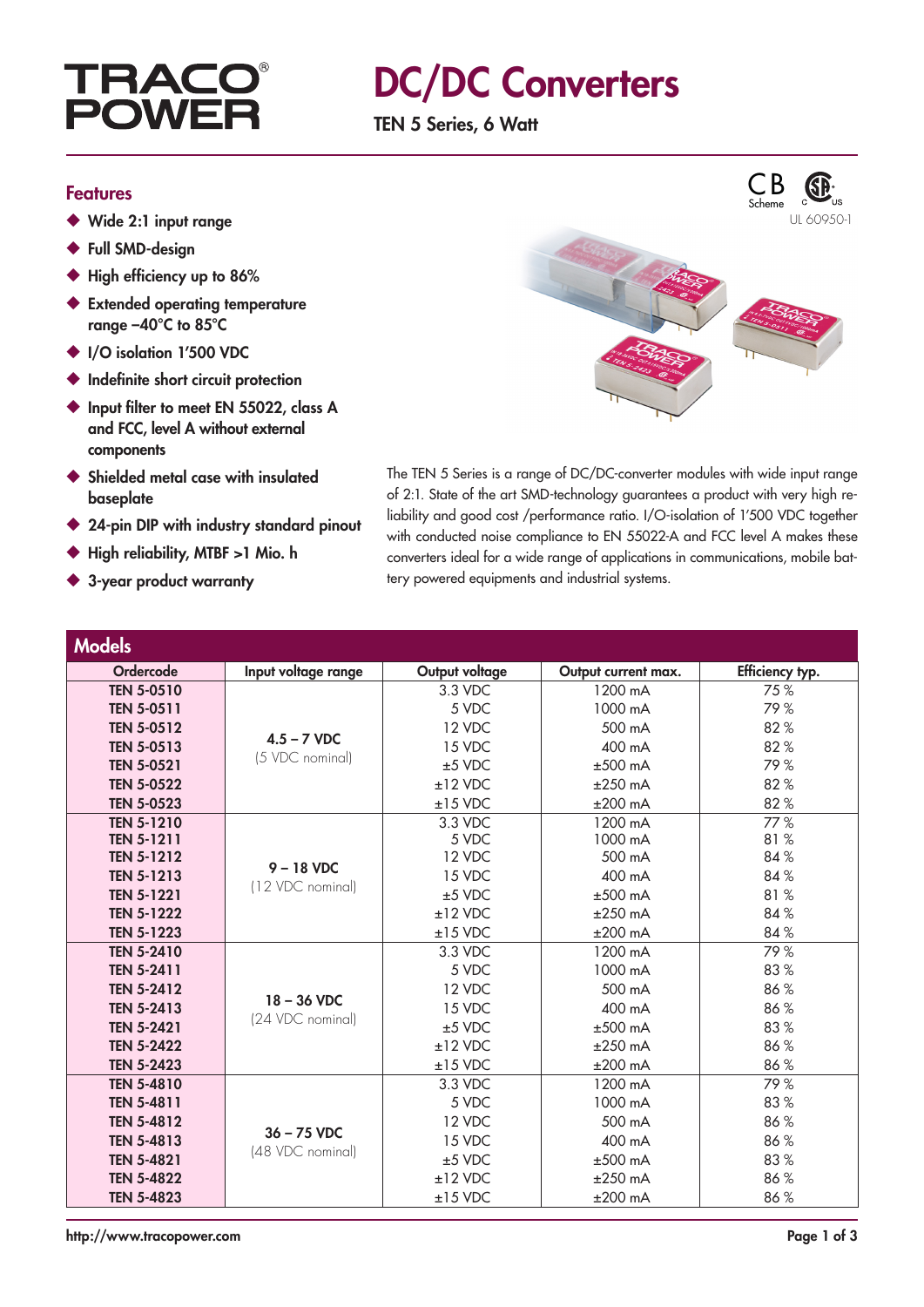# TRACO POWER

# DC/DC Converters

## TEN 5 Series, 6 Watt

CB Scheme  
UL 60950-1

### Features

- Wide 2:1 input range
- Full SMD-design
- High efficiency up to 86%
- Extended operating temperature range –40°C to 85°C
- I/O isolation 1'500 VDC
- Indefinite short circuit protection
- Input filter to meet EN 55022, class A and FCC, level A without external components
- Shielded metal case with insulated baseplate
- 24-pin DIP with industry standard pinout
- High reliability, MTBF >1 Mio. h
- 3-year product warranty

The TEN 5 Series is a range of DC/DC-converter modules with wide input range of 2:1. State of the art SMD-technology guarantees a product with very high reliability and good cost /performance ratio. I/O-isolation of 1'500 VDC together with conducted noise compliance to EN 55022-A and FCC level A makes these converters ideal for a wide range of applications in communications, mobile battery powered equipments and industrial systems.

### Models

| Ordercode | Input voltage range | Output voltage | Output current max. | Efficiency typ. |
|---|---|---|---|---|
| TEN 5-0510 | 4.5 – 7 VDC (5 VDC nominal) | 3.3 VDC | 1200 mA | 75 % |
| TEN 5-0511 | | 5 VDC | 1000 mA | 79 % |
| TEN 5-0512 | | 12 VDC | 500 mA | 82 % |
| TEN 5-0513 | | 15 VDC | 400 mA | 82 % |
| TEN 5-0521 | | ±5 VDC | ±500 mA | 79 % |
| TEN 5-0522 | | ±12 VDC | ±250 mA | 82 % |
| TEN 5-0523 | | ±15 VDC | ±200 mA | 82 % |
| TEN 5-1210 | 9 – 18 VDC (12 VDC nominal) | 3.3 VDC | 1200 mA | 77 % |
| TEN 5-1211 | | 5 VDC | 1000 mA | 81 % |
| TEN 5-1212 | | 12 VDC | 500 mA | 84 % |
| TEN 5-1213 | | 15 VDC | 400 mA | 84 % |
| TEN 5-1221 | | ±5 VDC | ±500 mA | 81 % |
| TEN 5-1222 | | ±12 VDC | ±250 mA | 84 % |
| TEN 5-1223 | | ±15 VDC | ±200 mA | 84 % |
| TEN 5-2410 | 18 – 36 VDC (24 VDC nominal) | 3.3 VDC | 1200 mA | 79 % |
| TEN 5-2411 | | 5 VDC | 1000 mA | 83 % |
| TEN 5-2412 | | 12 VDC | 500 mA | 86 % |
| TEN 5-2413 | | 15 VDC | 400 mA | 86 % |
| TEN 5-2421 | | ±5 VDC | ±500 mA | 83 % |
| TEN 5-2422 | | ±12 VDC | ±250 mA | 86 % |
| TEN 5-2423 | | ±15 VDC | ±200 mA | 86 % |
| TEN 5-4810 | 36 – 75 VDC (48 VDC nominal) | 3.3 VDC | 1200 mA | 79 % |
| TEN 5-4811 | | 5 VDC | 1000 mA | 83 % |
| TEN 5-4812 | | 12 VDC | 500 mA | 86 % |
| TEN 5-4813 | | 15 VDC | 400 mA | 86 % |
| TEN 5-4821 | | ±5 VDC | ±500 mA | 83 % |
| TEN 5-4822 | | ±12 VDC | ±250 mA | 86 % |
| TEN 5-4823 | | ±15 VDC | ±200 mA | 86 % |

http://www.tracopower.com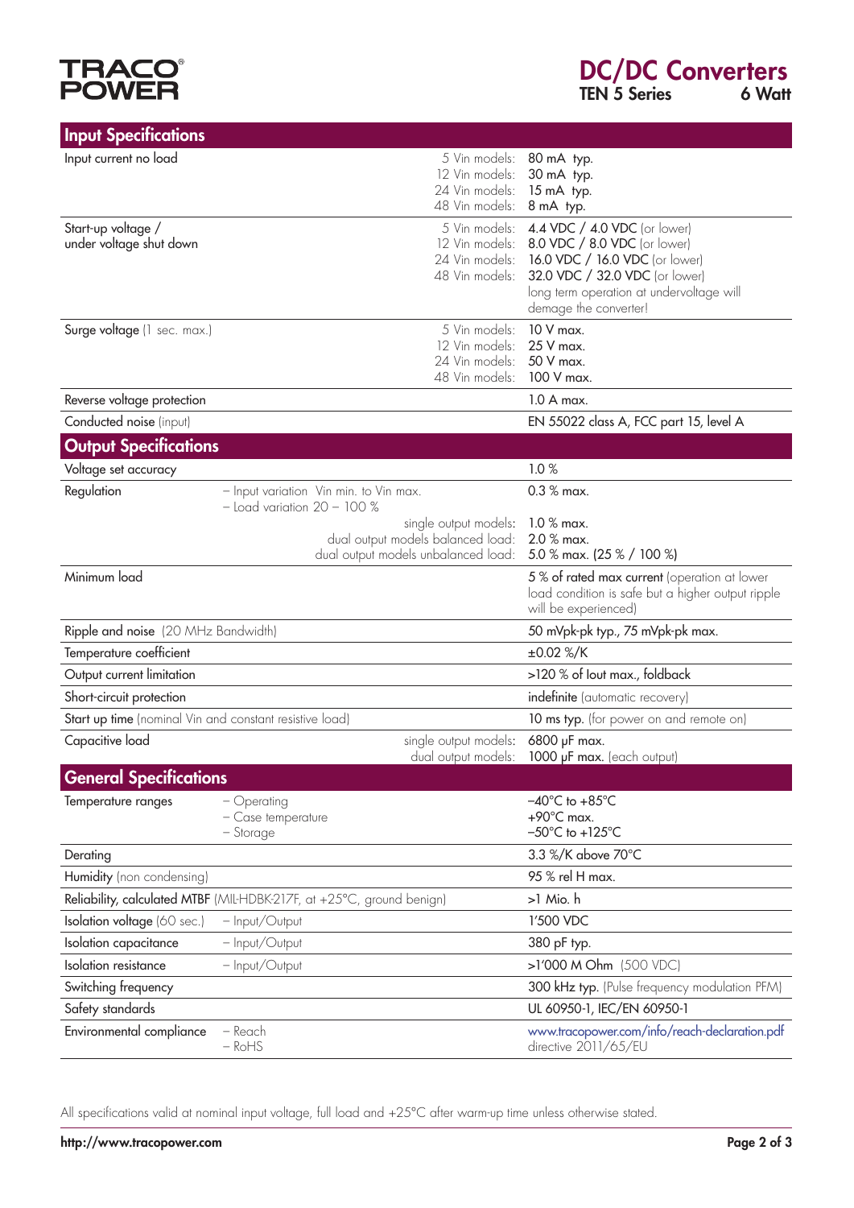# DC/DC Converters

**TEN 5 Series** **6 Watt**

## Input Specifications

| | | | |
|---|---|---|---|
| Input current no load | | 5 Vin models:<br>12 Vin models:<br>24 Vin models:<br>48 Vin models: | 80 mA typ.<br>30 mA typ.<br>15 mA typ.<br>8 mA typ. |
| Start-up voltage / under voltage shut down | | 5 Vin models:<br>12 Vin models:<br>24 Vin models:<br>48 Vin models: | 4.4 VDC / 4.0 VDC (or lower)<br>8.0 VDC / 8.0 VDC (or lower)<br>16.0 VDC / 16.0 VDC (or lower)<br>32.0 VDC / 32.0 VDC (or lower)<br>long term operation at undervoltage will demage the converter! |
| Surge voltage (1 sec. max.) | | 5 Vin models:<br>12 Vin models:<br>24 Vin models:<br>48 Vin models: | 10 V max.<br>25 V max.<br>50 V max.<br>100 V max. |
| Reverse voltage protection | | | 1.0 A max. |
| Conducted noise (input) | | | EN 55022 class A, FCC part 15, level A |

## Output Specifications

| | | | |
|---|---|---|---|
| Voltage set accuracy | | | 1.0 % |
| Regulation | – Input variation Vin min. to Vin max. | | 0.3 % max. |
| | – Load variation 20 – 100 % | single output models:<br>dual output models balanced load:<br>dual output models unbalanced load: | 1.0 % max.<br>2.0 % max.<br>5.0 % max. (25 % / 100 %) |
| Minimum load | | | 5 % of rated max current (operation at lower load condition is safe but a higher output ripple will be experienced) |
| Ripple and noise (20 MHz Bandwidth) | | | 50 mVpk-pk typ., 75 mVpk-pk max. |
| Temperature coefficient | | | ±0.02 %/K |
| Output current limitation | | | >120 % of Iout max., foldback |
| Short-circuit protection | | | indefinite (automatic recovery) |
| Start up time (nominal Vin and constant resistive load) | | | 10 ms typ. (for power on and remote on) |
| Capacitive load | | single output models:<br>dual output models: | 6800 µF max.<br>1000 µF max. (each output) |

## General Specifications

| | | |
|---|---|---|
| Temperature ranges | – Operating<br>– Case temperature<br>– Storage | –40°C to +85°C<br>+90°C max.<br>–50°C to +125°C |
| Derating | | 3.3 %/K above 70°C |
| Humidity (non condensing) | | 95 % rel H max. |
| Reliability, calculated MTBF (MIL-HDBK-217F, at +25°C, ground benign) | | >1 Mio. h |
| Isolation voltage (60 sec.) | – Input/Output | 1'500 VDC |
| Isolation capacitance | – Input/Output | 380 pF typ. |
| Isolation resistance | – Input/Output | >1'000 M Ohm (500 VDC) |
| Switching frequency | | 300 kHz typ. (Pulse frequency modulation PFM) |
| Safety standards | | UL 60950-1, IEC/EN 60950-1 |
| Environmental compliance | – Reach<br>– RoHS | www.tracopower.com/info/reach-declaration.pdf<br>directive 2011/65/EU |

All specifications valid at nominal input voltage, full load and +25°C after warm-up time unless otherwise stated.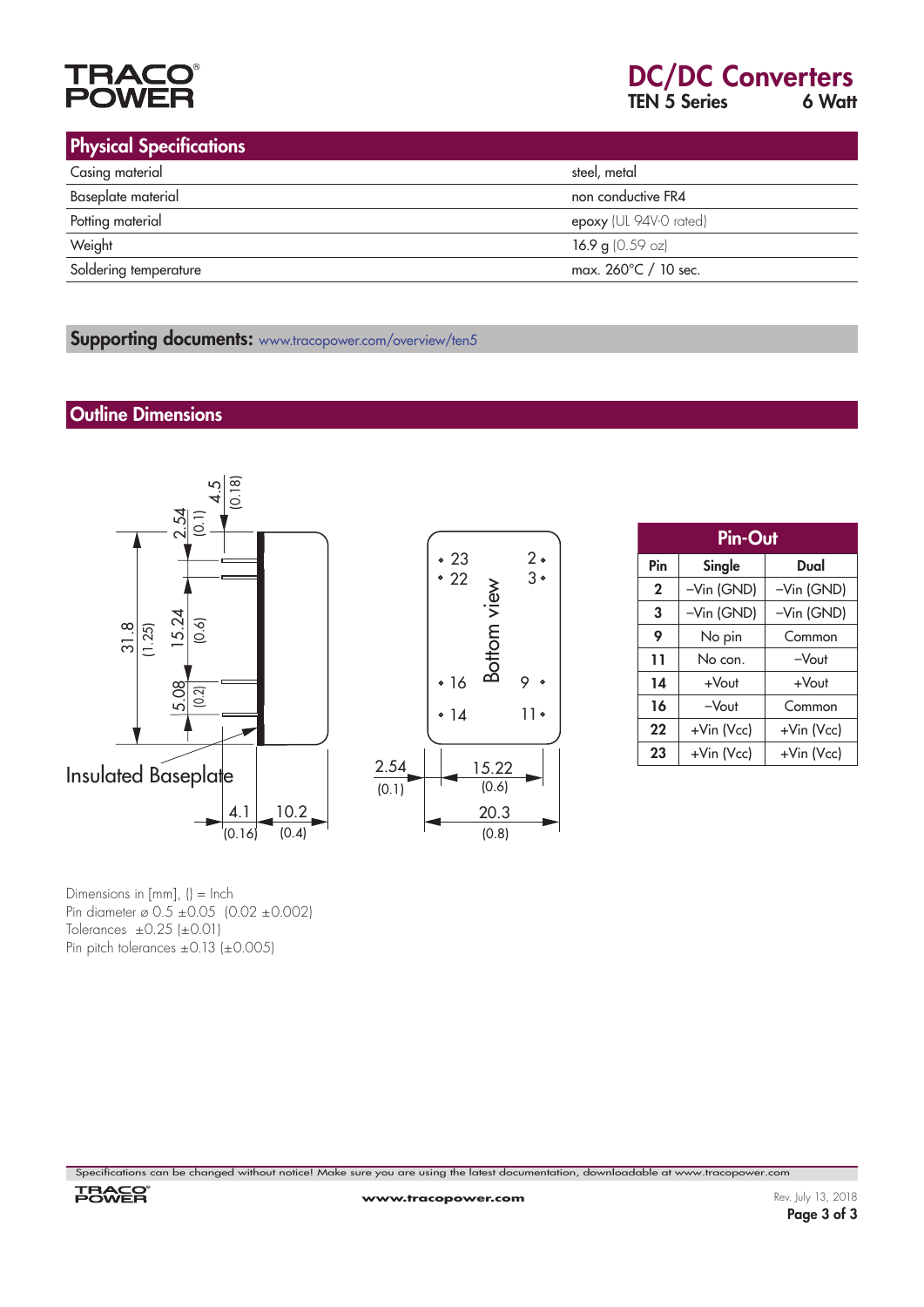## Physical Specifications

| | |
|---|---|
| Casing material | steel, metal |
| Baseplate material | non conductive FR4 |
| Potting material | epoxy (UL 94V-0 rated) |
| Weight | 16.9 g (0.59 oz) |
| Soldering temperature | max. 260°C / 10 sec. |

## Supporting documents: www.tracopower.com/overview/ten5

## Outline Dimensions

4.5 (0.18)
2.54 (0.1)
31.8 (1.25)
15.24 (0.6)
5.08 (0.2)
Insulated Baseplate
4.1 (0.16)
10.2 (0.4)

23 22 16 14
2 3 9 11
Bottom view
2.54 (0.1)
15.22 (0.6)
20.3 (0.8)

| Pin-Out | | |
|---|---|---|
| **Pin** | **Single** | **Dual** |
| **2** | –Vin (GND) | –Vin (GND) |
| **3** | –Vin (GND) | –Vin (GND) |
| **9** | No pin | Common |
| **11** | No con. | –Vout |
| **14** | +Vout | +Vout |
| **16** | –Vout | Common |
| **22** | +Vin (Vcc) | +Vin (Vcc) |
| **23** | +Vin (Vcc) | +Vin (Vcc) |

Dimensions in [mm], () = Inch
Pin diameter ⌀ 0.5 ±0.05 (0.02 ±0.002)
Tolerances ±0.25 (±0.01)
Pin pitch tolerances ±0.13 (±0.005)

Specifications can be changed without notice! Make sure you are using the latest documentation, downloadable at www.tracopower.com